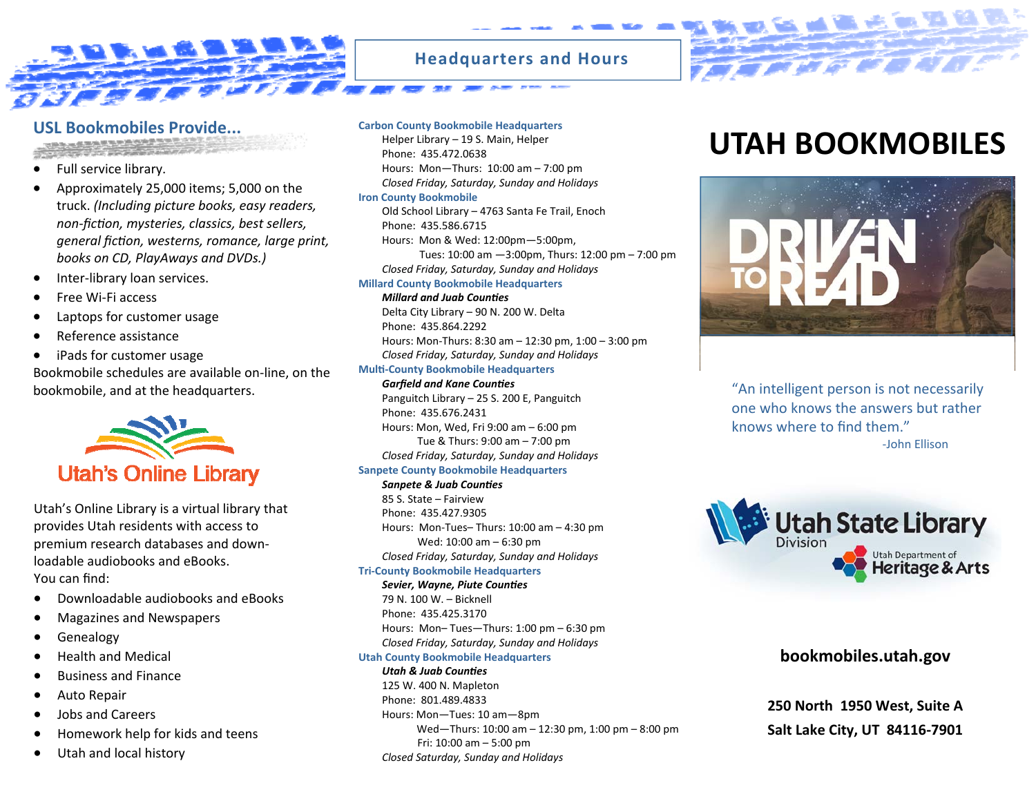## USL Bookmobiles Provide...

- Full service library.
- Approximately 25,000 items; 5,000 on the truck. *(Including picture books, easy readers, non-fiction, mysteries, classics, best sellers, general fiction, westerns, romance, large print, books on CD, PlayAways and DVDs.)*
- Inter-library loan services.
- Free Wi-Fi access
- Laptops for customer usage
- Reference assistance
- iPads for customer usage

Bookmobile schedules are available on-line, on the bookmobile, and at the headquarters.

Utah's Online Library

Utah's Online Library is a virtual library that provides Utah residents with access to premium research databases and downloadable audiobooks and eBooks.
You can find:

- Downloadable audiobooks and eBooks
- Magazines and Newspapers
- Genealogy
- Health and Medical
- Business and Finance
- Auto Repair
- Jobs and Careers
- Homework help for kids and teens
- Utah and local history

## Headquarters and Hours

**Carbon County Bookmobile Headquarters**
Helper Library – 19 S. Main, Helper
Phone: 435.472.0638
Hours: Mon—Thurs: 10:00 am – 7:00 pm
*Closed Friday, Saturday, Sunday and Holidays*

**Iron County Bookmobile**
Old School Library – 4763 Santa Fe Trail, Enoch
Phone: 435.586.6715
Hours: Mon & Wed: 12:00pm—5:00pm,
Tues: 10:00 am —3:00pm, Thurs: 12:00 pm – 7:00 pm
*Closed Friday, Saturday, Sunday and Holidays*

**Millard County Bookmobile Headquarters**
***Millard and Juab Counties***
Delta City Library – 90 N. 200 W. Delta
Phone: 435.864.2292
Hours: Mon-Thurs: 8:30 am – 12:30 pm, 1:00 – 3:00 pm
*Closed Friday, Saturday, Sunday and Holidays*

**Multi-County Bookmobile Headquarters**
***Garfield and Kane Counties***
Panguitch Library – 25 S. 200 E, Panguitch
Phone: 435.676.2431
Hours: Mon, Wed, Fri 9:00 am – 6:00 pm
Tue & Thurs: 9:00 am – 7:00 pm
*Closed Friday, Saturday, Sunday and Holidays*

**Sanpete County Bookmobile Headquarters**
***Sanpete & Juab Counties***
85 S. State – Fairview
Phone: 435.427.9305
Hours: Mon-Tues– Thurs: 10:00 am – 4:30 pm
Wed: 10:00 am – 6:30 pm
*Closed Friday, Saturday, Sunday and Holidays*

**Tri-County Bookmobile Headquarters**
***Sevier, Wayne, Piute Counties***
79 N. 100 W. – Bicknell
Phone: 435.425.3170
Hours: Mon– Tues—Thurs: 1:00 pm – 6:30 pm
*Closed Friday, Saturday, Sunday and Holidays*

**Utah County Bookmobile Headquarters**
***Utah & Juab Counties***
125 W. 400 N. Mapleton
Phone: 801.489.4833
Hours: Mon—Tues: 10 am—8pm
Wed—Thurs: 10:00 am – 12:30 pm, 1:00 pm – 8:00 pm
Fri: 10:00 am – 5:00 pm
*Closed Saturday, Sunday and Holidays*

# UTAH BOOKMOBILES

DRIVEN TO READ

"An intelligent person is not necessarily one who knows the answers but rather knows where to find them."
-John Ellison

Utah State Library Division
Utah Department of Heritage & Arts

**bookmobiles.utah.gov**

**250 North 1950 West, Suite A**
**Salt Lake City, UT 84116-7901**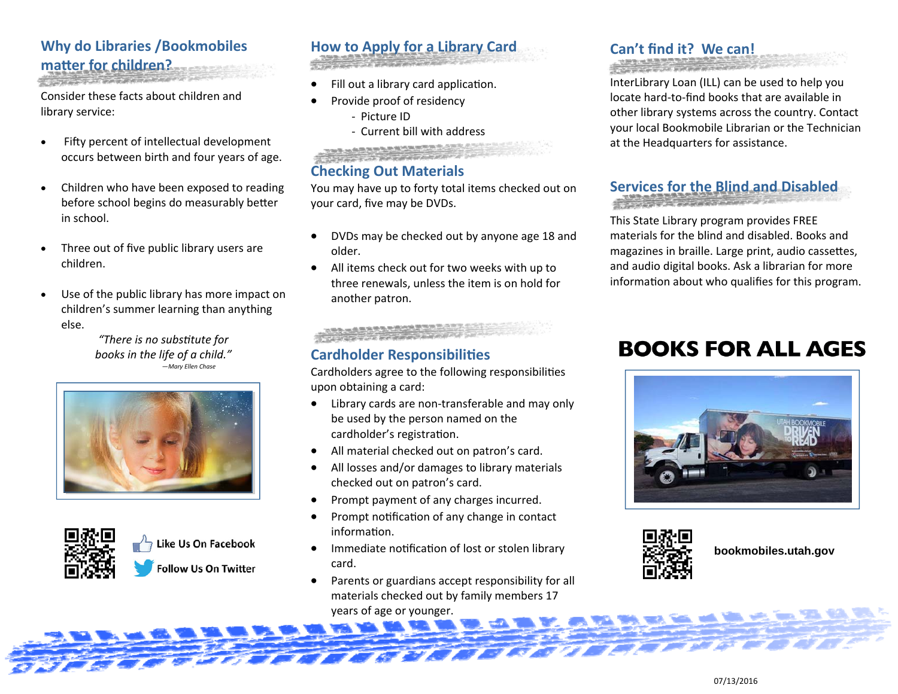## Why do Libraries /Bookmobiles matter for children?

Consider these facts about children and library service:

- Fifty percent of intellectual development occurs between birth and four years of age.
- Children who have been exposed to reading before school begins do measurably better in school.
- Three out of five public library users are children.
- Use of the public library has more impact on children's summer learning than anything else.

*"There is no substitute for books in the life of a child."*

*—Mary Ellen Chase*

Like Us On Facebook

Follow Us On Twitter

## How to Apply for a Library Card

- Fill out a library card application.
- Provide proof of residency
  - Picture ID
  - Current bill with address

## Checking Out Materials

You may have up to forty total items checked out on your card, five may be DVDs.

- DVDs may be checked out by anyone age 18 and older.
- All items check out for two weeks with up to three renewals, unless the item is on hold for another patron.

## Cardholder Responsibilities

Cardholders agree to the following responsibilities upon obtaining a card:

- Library cards are non-transferable and may only be used by the person named on the cardholder's registration.
- All material checked out on patron's card.
- All losses and/or damages to library materials checked out on patron's card.
- Prompt payment of any charges incurred.
- Prompt notification of any change in contact information.
- Immediate notification of lost or stolen library card.
- Parents or guardians accept responsibility for all materials checked out by family members 17 years of age or younger.

## Can't find it? We can!

InterLibrary Loan (ILL) can be used to help you locate hard-to-find books that are available in other library systems across the country. Contact your local Bookmobile Librarian or the Technician at the Headquarters for assistance.

## Services for the Blind and Disabled

This State Library program provides FREE materials for the blind and disabled. Books and magazines in braille. Large print, audio cassettes, and audio digital books. Ask a librarian for more information about who qualifies for this program.

# BOOKS FOR ALL AGES

**bookmobiles.utah.gov**

07/13/2016